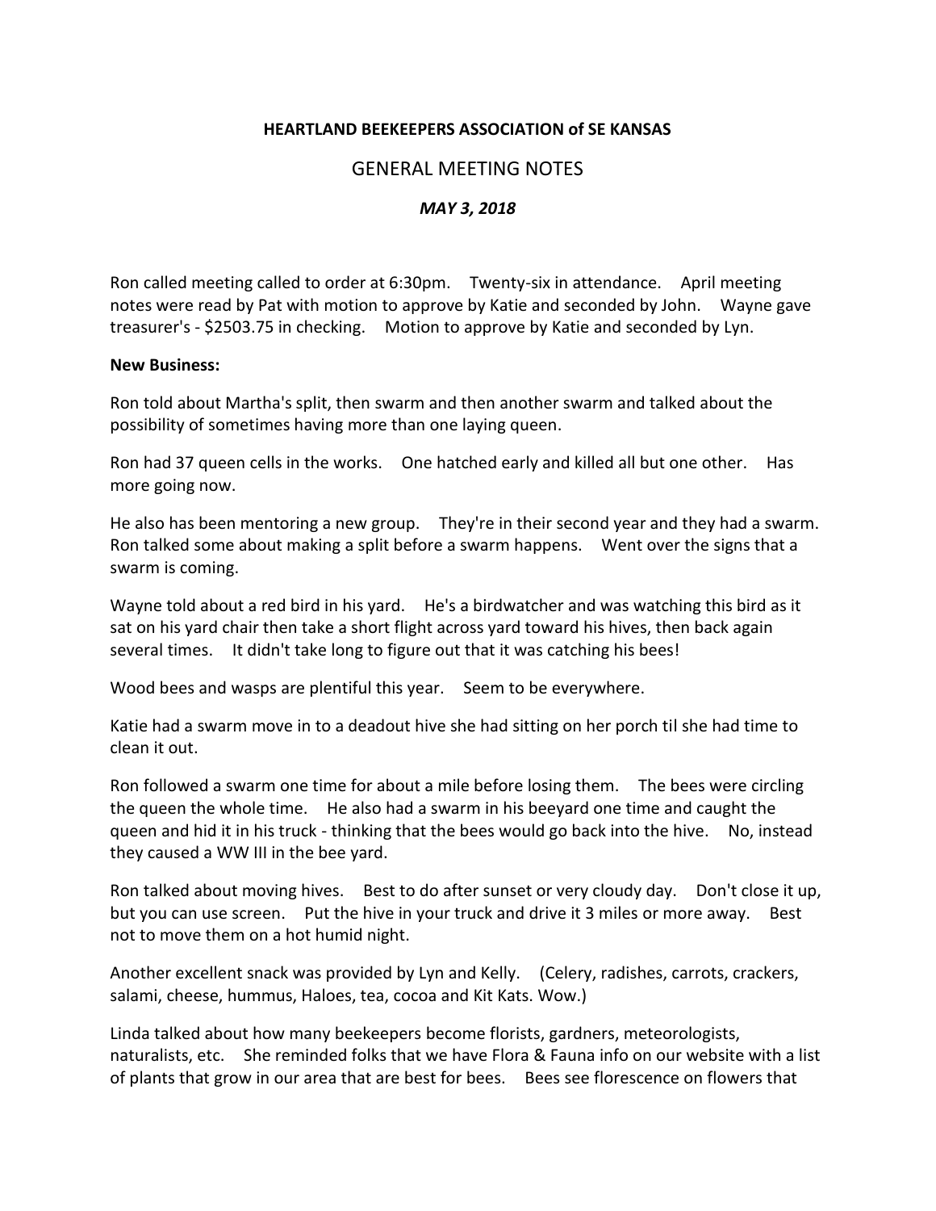**HEARTLAND BEEKEEPERS ASSOCIATION of SE KANSAS**

GENERAL MEETING NOTES

***MAY 3, 2018***

Ron called meeting called to order at 6:30pm. Twenty-six in attendance. April meeting notes were read by Pat with motion to approve by Katie and seconded by John. Wayne gave treasurer's - $2503.75 in checking. Motion to approve by Katie and seconded by Lyn.

**New Business:**

Ron told about Martha's split, then swarm and then another swarm and talked about the possibility of sometimes having more than one laying queen.

Ron had 37 queen cells in the works. One hatched early and killed all but one other. Has more going now.

He also has been mentoring a new group. They're in their second year and they had a swarm. Ron talked some about making a split before a swarm happens. Went over the signs that a swarm is coming.

Wayne told about a red bird in his yard. He's a birdwatcher and was watching this bird as it sat on his yard chair then take a short flight across yard toward his hives, then back again several times. It didn't take long to figure out that it was catching his bees!

Wood bees and wasps are plentiful this year. Seem to be everywhere.

Katie had a swarm move in to a deadout hive she had sitting on her porch til she had time to clean it out.

Ron followed a swarm one time for about a mile before losing them. The bees were circling the queen the whole time. He also had a swarm in his beeyard one time and caught the queen and hid it in his truck - thinking that the bees would go back into the hive. No, instead they caused a WW III in the bee yard.

Ron talked about moving hives. Best to do after sunset or very cloudy day. Don't close it up, but you can use screen. Put the hive in your truck and drive it 3 miles or more away. Best not to move them on a hot humid night.

Another excellent snack was provided by Lyn and Kelly. (Celery, radishes, carrots, crackers, salami, cheese, hummus, Haloes, tea, cocoa and Kit Kats. Wow.)

Linda talked about how many beekeepers become florists, gardners, meteorologists, naturalists, etc. She reminded folks that we have Flora & Fauna info on our website with a list of plants that grow in our area that are best for bees. Bees see florescence on flowers that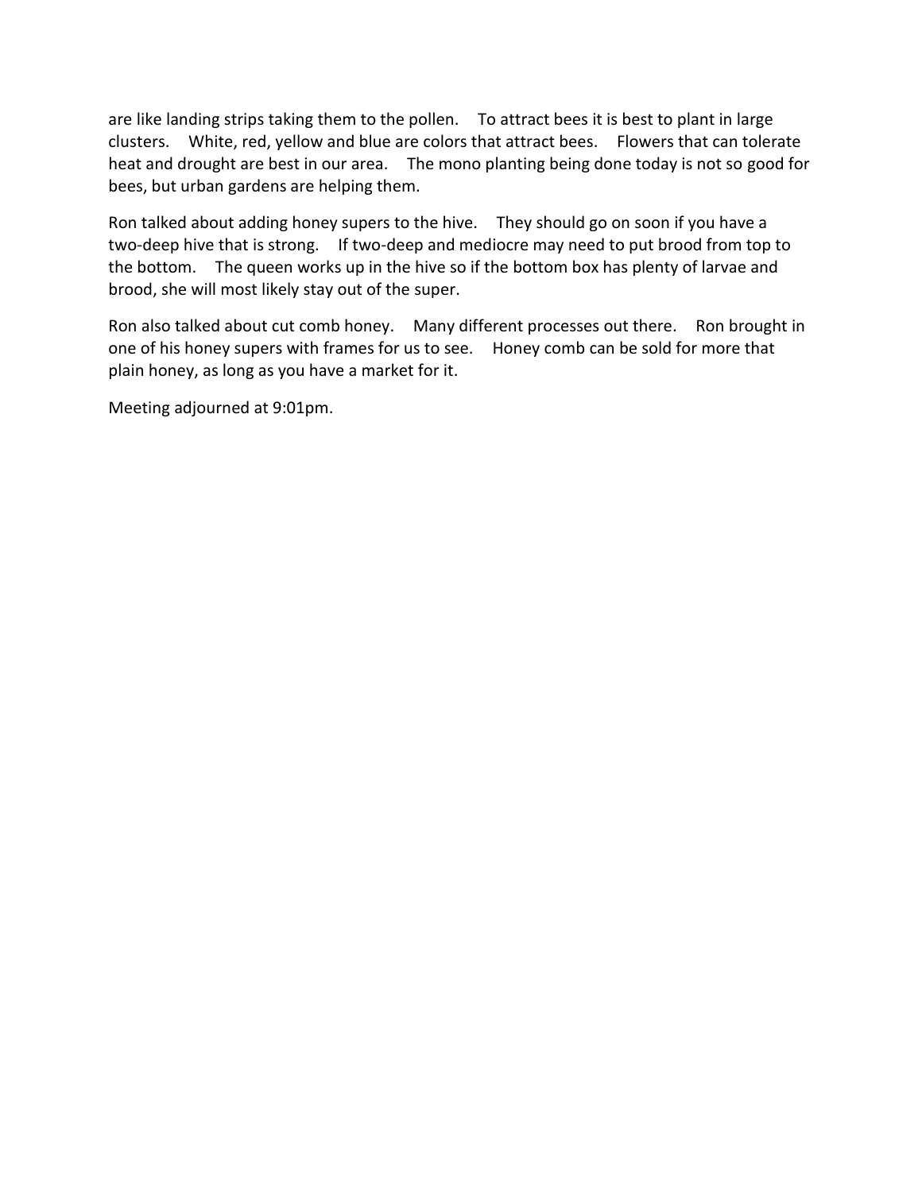are like landing strips taking them to the pollen. To attract bees it is best to plant in large clusters. White, red, yellow and blue are colors that attract bees. Flowers that can tolerate heat and drought are best in our area. The mono planting being done today is not so good for bees, but urban gardens are helping them.

Ron talked about adding honey supers to the hive. They should go on soon if you have a two-deep hive that is strong. If two-deep and mediocre may need to put brood from top to the bottom. The queen works up in the hive so if the bottom box has plenty of larvae and brood, she will most likely stay out of the super.

Ron also talked about cut comb honey. Many different processes out there. Ron brought in one of his honey supers with frames for us to see. Honey comb can be sold for more that plain honey, as long as you have a market for it.

Meeting adjourned at 9:01pm.